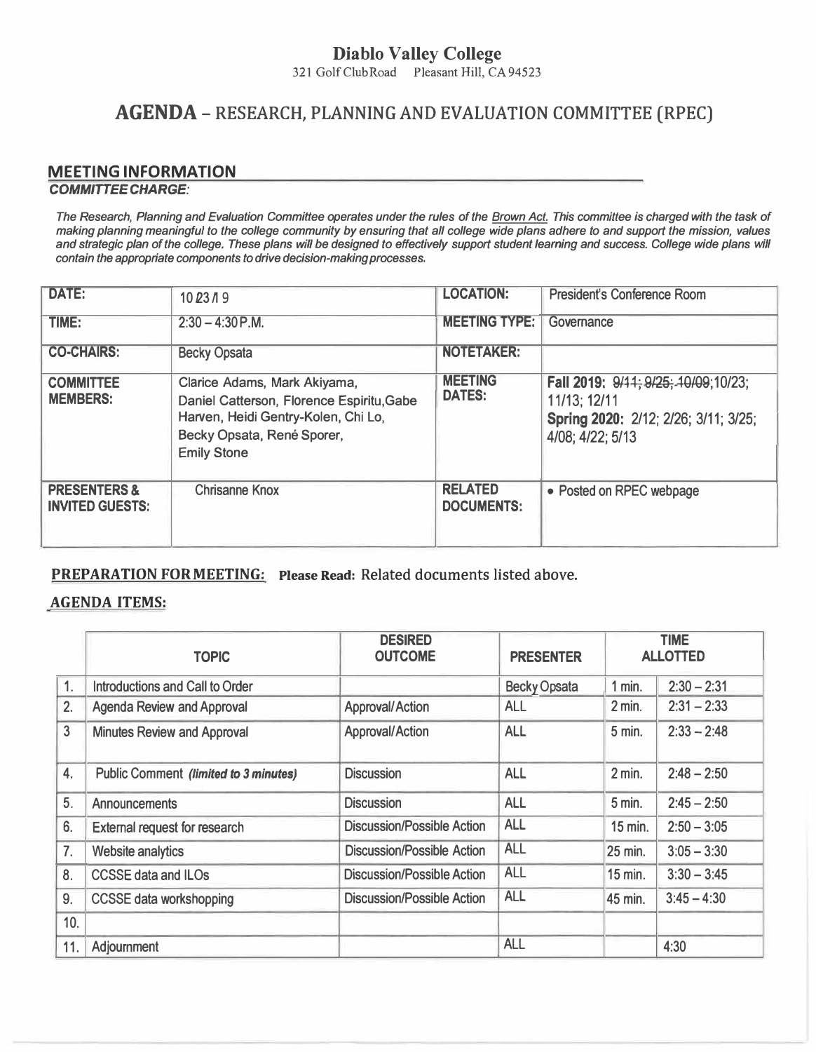# Diablo Valley College

321 Golf Club Road Pleasant Hill, CA 94523

# AGENDA – RESEARCH, PLANNING AND EVALUATION COMMITTEE (RPEC)

## MEETING INFORMATION

***COMMITTEE CHARGE:***

*The Research, Planning and Evaluation Committee operates under the rules of the Brown Act. This committee is charged with the task of making planning meaningful to the college community by ensuring that all college wide plans adhere to and support the mission, values and strategic plan of the college. These plans will be designed to effectively support student learning and success. College wide plans will contain the appropriate components to drive decision-making processes.*

| **DATE:** | 10/23/19 | **LOCATION:** | President's Conference Room |
|---|---|---|---|
| **TIME:** | 2:30 – 4:30 P.M. | **MEETING TYPE:** | Governance |
| **CO-CHAIRS:** | Becky Opsata | **NOTETAKER:** | |
| **COMMITTEE MEMBERS:** | Clarice Adams, Mark Akiyama, Daniel Catterson, Florence Espiritu, Gabe Harven, Heidi Gentry-Kolen, Chi Lo, Becky Opsata, René Sporer, Emily Stone | **MEETING DATES:** | **Fall 2019:** ~~9/11; 9/25; 10/09~~; 10/23; 11/13; 12/11 **Spring 2020:** 2/12; 2/26; 3/11; 3/25; 4/08; 4/22; 5/13 |
| **PRESENTERS & INVITED GUESTS:** | Chrisanne Knox | **RELATED DOCUMENTS:** | • Posted on RPEC webpage |

**PREPARATION FOR MEETING:** **Please Read:** Related documents listed above.

**AGENDA ITEMS:**

| | TOPIC | DESIRED OUTCOME | PRESENTER | TIME ALLOTTED | |
|---|---|---|---|---|---|
| 1. | Introductions and Call to Order | | Becky Opsata | 1 min. | 2:30 – 2:31 |
| 2. | Agenda Review and Approval | Approval/Action | ALL | 2 min. | 2:31 – 2:33 |
| 3 | Minutes Review and Approval | Approval/Action | ALL | 5 min. | 2:33 – 2:48 |
| 4. | Public Comment *(limited to 3 minutes)* | Discussion | ALL | 2 min. | 2:48 – 2:50 |
| 5. | Announcements | Discussion | ALL | 5 min. | 2:45 – 2:50 |
| 6. | External request for research | Discussion/Possible Action | ALL | 15 min. | 2:50 – 3:05 |
| 7. | Website analytics | Discussion/Possible Action | ALL | 25 min. | 3:05 – 3:30 |
| 8. | CCSSE data and ILOs | Discussion/Possible Action | ALL | 15 min. | 3:30 – 3:45 |
| 9. | CCSSE data workshopping | Discussion/Possible Action | ALL | 45 min. | 3:45 – 4:30 |
| 10. | | | | | |
| 11. | Adjournment | | ALL | | 4:30 |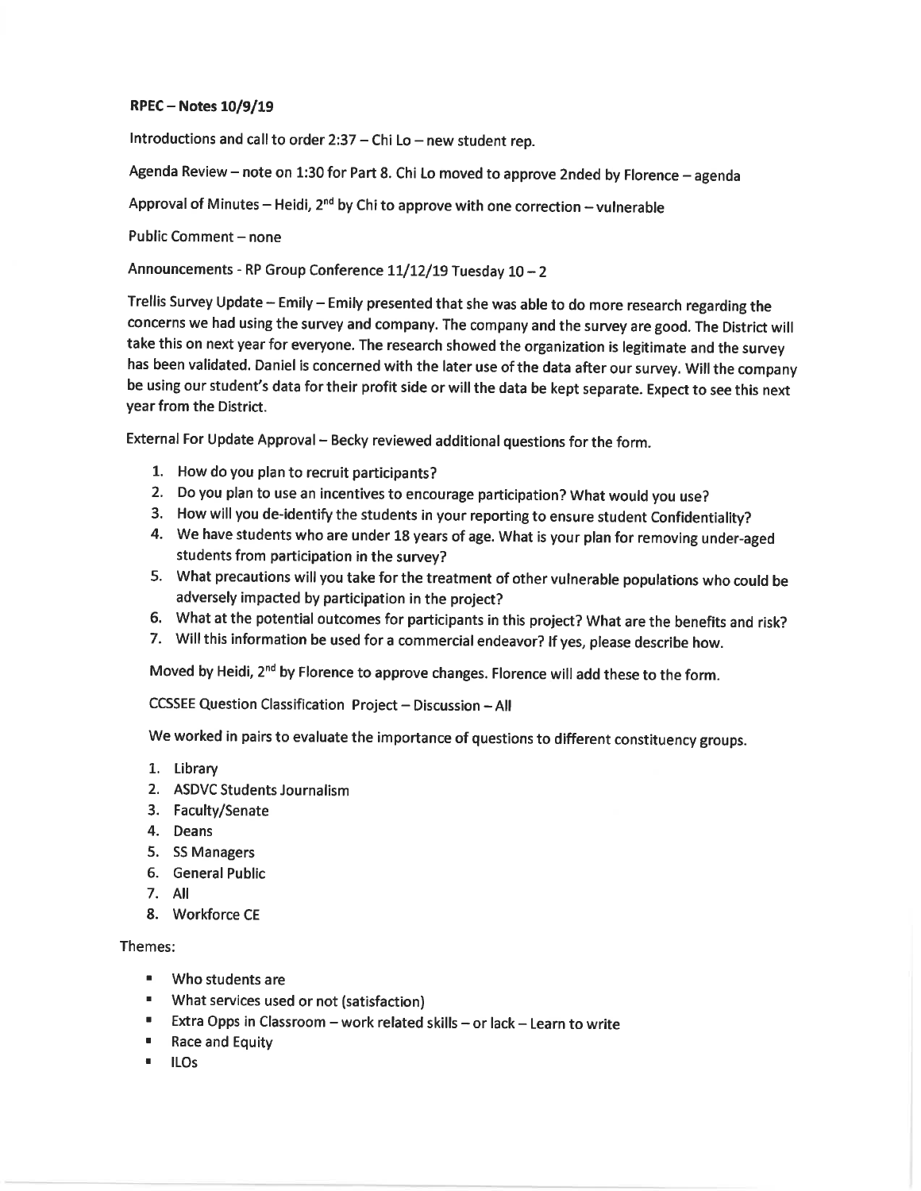**RPEC – Notes 10/9/19**

Introductions and call to order 2:37 – Chi Lo – new student rep.

Agenda Review – note on 1:30 for Part 8. Chi Lo moved to approve 2nded by Florence – agenda

Approval of Minutes – Heidi, 2nd by Chi to approve with one correction – vulnerable

Public Comment – none

Announcements - RP Group Conference 11/12/19 Tuesday 10 – 2

Trellis Survey Update – Emily – Emily presented that she was able to do more research regarding the concerns we had using the survey and company. The company and the survey are good. The District will take this on next year for everyone. The research showed the organization is legitimate and the survey has been validated. Daniel is concerned with the later use of the data after our survey. Will the company be using our student's data for their profit side or will the data be kept separate. Expect to see this next year from the District.

External For Update Approval – Becky reviewed additional questions for the form.

1. How do you plan to recruit participants?
2. Do you plan to use an incentives to encourage participation? What would you use?
3. How will you de-identify the students in your reporting to ensure student Confidentiality?
4. We have students who are under 18 years of age. What is your plan for removing under-aged students from participation in the survey?
5. What precautions will you take for the treatment of other vulnerable populations who could be adversely impacted by participation in the project?
6. What at the potential outcomes for participants in this project? What are the benefits and risk?
7. Will this information be used for a commercial endeavor? If yes, please describe how.

Moved by Heidi, 2nd by Florence to approve changes. Florence will add these to the form.

CCSSEE Question Classification Project – Discussion – All

We worked in pairs to evaluate the importance of questions to different constituency groups.

1. Library
2. ASDVC Students Journalism
3. Faculty/Senate
4. Deans
5. SS Managers
6. General Public
7. All
8. Workforce CE

Themes:

- Who students are
- What services used or not (satisfaction)
- Extra Opps in Classroom – work related skills – or lack – Learn to write
- Race and Equity
- ILOs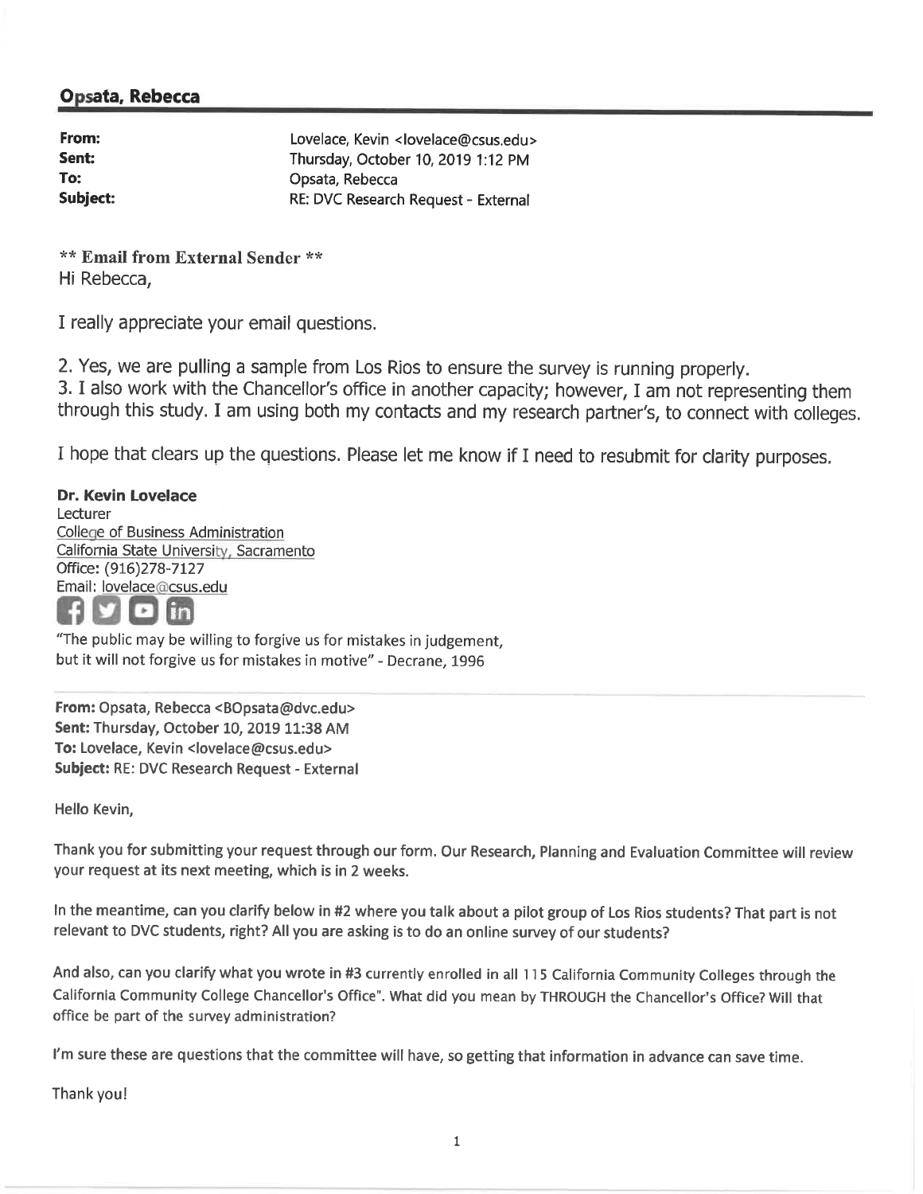## Opsata, Rebecca

| | |
|---|---|
| **From:** | Lovelace, Kevin <lovelace@csus.edu> |
| **Sent:** | Thursday, October 10, 2019 1:12 PM |
| **To:** | Opsata, Rebecca |
| **Subject:** | RE: DVC Research Request - External |

**\*\* Email from External Sender \*\***

Hi Rebecca,

I really appreciate your email questions.

2. Yes, we are pulling a sample from Los Rios to ensure the survey is running properly.
3. I also work with the Chancellor's office in another capacity; however, I am not representing them through this study. I am using both my contacts and my research partner's, to connect with colleges.

I hope that clears up the questions. Please let me know if I need to resubmit for clarity purposes.

**Dr. Kevin Lovelace**
Lecturer
College of Business Administration
California State University, Sacramento
Office: (916)278-7127
Email: lovelace@csus.edu

"The public may be willing to forgive us for mistakes in judgement, but it will not forgive us for mistakes in motive" - Decrane, 1996

---

**From:** Opsata, Rebecca <BOpsata@dvc.edu>
**Sent:** Thursday, October 10, 2019 11:38 AM
**To:** Lovelace, Kevin <lovelace@csus.edu>
**Subject:** RE: DVC Research Request - External

Hello Kevin,

Thank you for submitting your request through our form. Our Research, Planning and Evaluation Committee will review your request at its next meeting, which is in 2 weeks.

In the meantime, can you clarify below in #2 where you talk about a pilot group of Los Rios students? That part is not relevant to DVC students, right? All you are asking is to do an online survey of our students?

And also, can you clarify what you wrote in #3 currently enrolled in all 115 California Community Colleges through the California Community College Chancellor's Office". What did you mean by THROUGH the Chancellor's Office? Will that office be part of the survey administration?

I'm sure these are questions that the committee will have, so getting that information in advance can save time.

Thank you!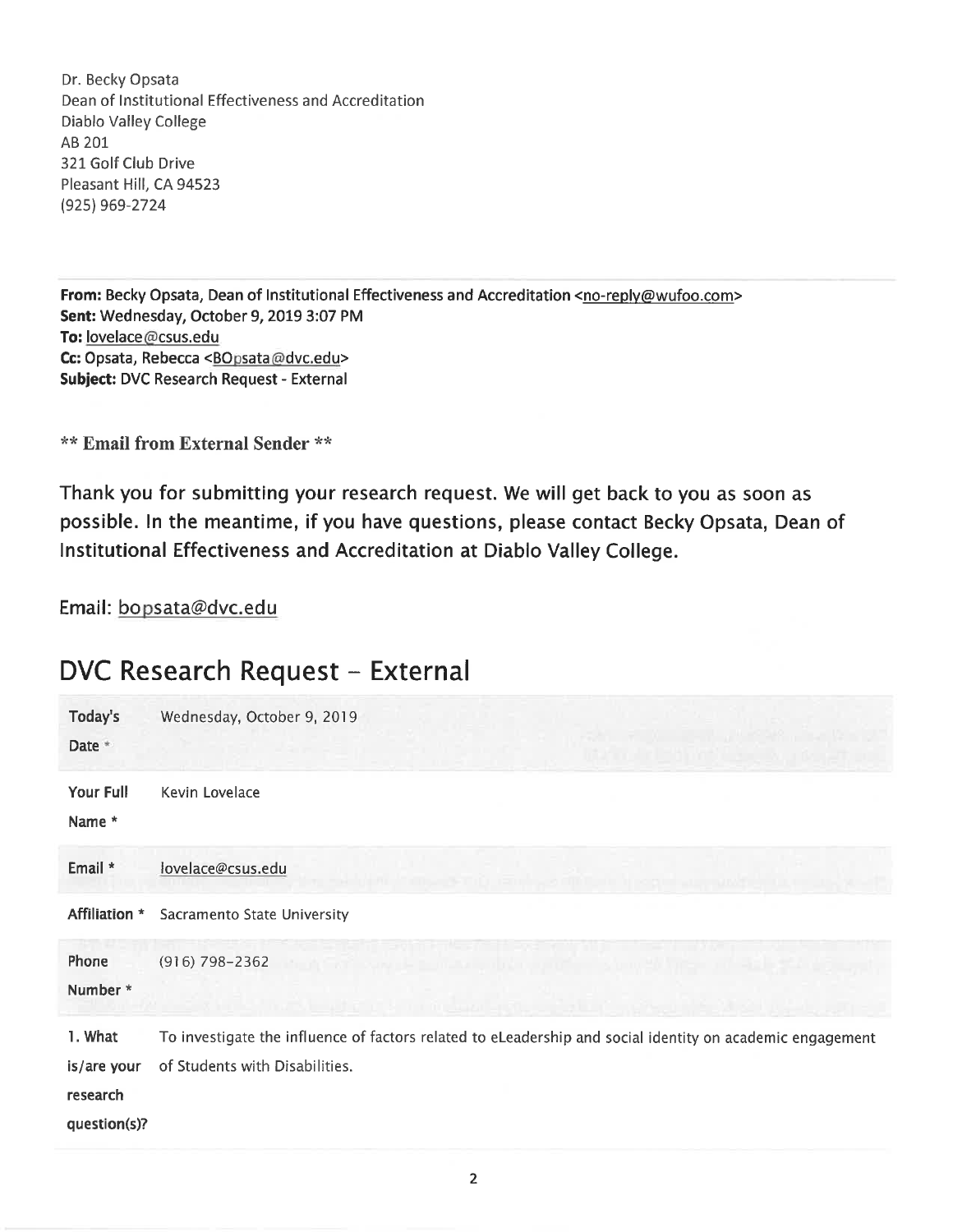Dr. Becky Opsata
Dean of Institutional Effectiveness and Accreditation
Diablo Valley College
AB 201
321 Golf Club Drive
Pleasant Hill, CA 94523
(925) 969-2724

**From:** Becky Opsata, Dean of Institutional Effectiveness and Accreditation <no-reply@wufoo.com>
**Sent:** Wednesday, October 9, 2019 3:07 PM
**To:** lovelace@csus.edu
**Cc:** Opsata, Rebecca <BOpsata@dvc.edu>
**Subject:** DVC Research Request - External

**\*\* Email from External Sender \*\***

**Thank you for submitting your research request. We will get back to you as soon as possible. In the meantime, if you have questions, please contact Becky Opsata, Dean of Institutional Effectiveness and Accreditation at Diablo Valley College.**

**Email: bopsata@dvc.edu**

## DVC Research Request - External

| | |
|---|---|
| **Today's Date** * | Wednesday, October 9, 2019 |
| **Your Full Name** * | Kevin Lovelace |
| **Email** * | lovelace@csus.edu |
| **Affiliation** * | Sacramento State University |
| **Phone Number** * | (916) 798-2362 |
| **1. What is/are your research question(s)?** | To investigate the influence of factors related to eLeadership and social identity on academic engagement of Students with Disabilities. |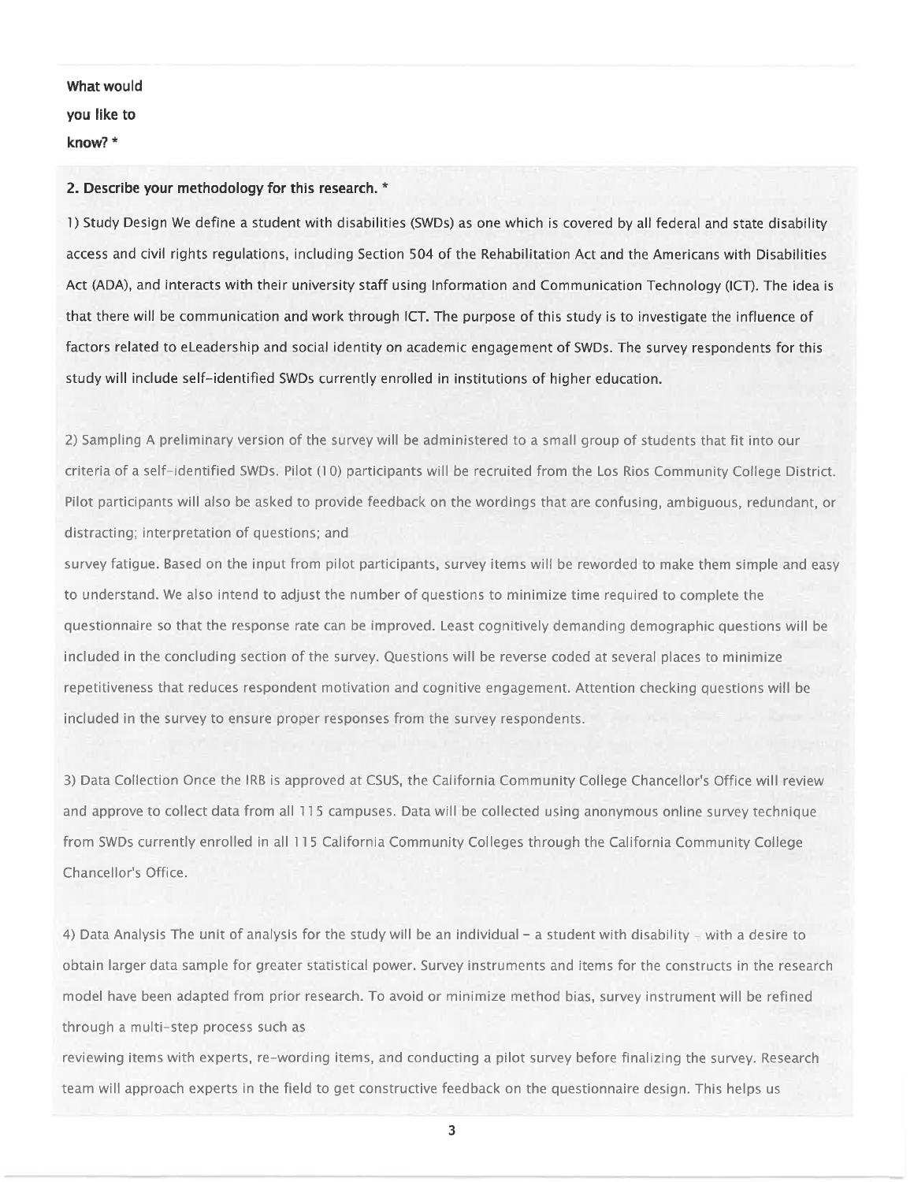**What would you like to know? ***

**2. Describe your methodology for this research. ***

1) Study Design We define a student with disabilities (SWDs) as one which is covered by all federal and state disability access and civil rights regulations, including Section 504 of the Rehabilitation Act and the Americans with Disabilities Act (ADA), and interacts with their university staff using Information and Communication Technology (ICT). The idea is that there will be communication and work through ICT. The purpose of this study is to investigate the influence of factors related to eLeadership and social identity on academic engagement of SWDs. The survey respondents for this study will include self-identified SWDs currently enrolled in institutions of higher education.

2) Sampling A preliminary version of the survey will be administered to a small group of students that fit into our criteria of a self-identified SWDs. Pilot (10) participants will be recruited from the Los Rios Community College District. Pilot participants will also be asked to provide feedback on the wordings that are confusing, ambiguous, redundant, or distracting; interpretation of questions; and
survey fatigue. Based on the input from pilot participants, survey items will be reworded to make them simple and easy to understand. We also intend to adjust the number of questions to minimize time required to complete the questionnaire so that the response rate can be improved. Least cognitively demanding demographic questions will be included in the concluding section of the survey. Questions will be reverse coded at several places to minimize repetitiveness that reduces respondent motivation and cognitive engagement. Attention checking questions will be included in the survey to ensure proper responses from the survey respondents.

3) Data Collection Once the IRB is approved at CSUS, the California Community College Chancellor's Office will review and approve to collect data from all 115 campuses. Data will be collected using anonymous online survey technique from SWDs currently enrolled in all 115 California Community Colleges through the California Community College Chancellor's Office.

4) Data Analysis The unit of analysis for the study will be an individual – a student with disability – with a desire to obtain larger data sample for greater statistical power. Survey instruments and items for the constructs in the research model have been adapted from prior research. To avoid or minimize method bias, survey instrument will be refined through a multi-step process such as
reviewing items with experts, re-wording items, and conducting a pilot survey before finalizing the survey. Research team will approach experts in the field to get constructive feedback on the questionnaire design. This helps us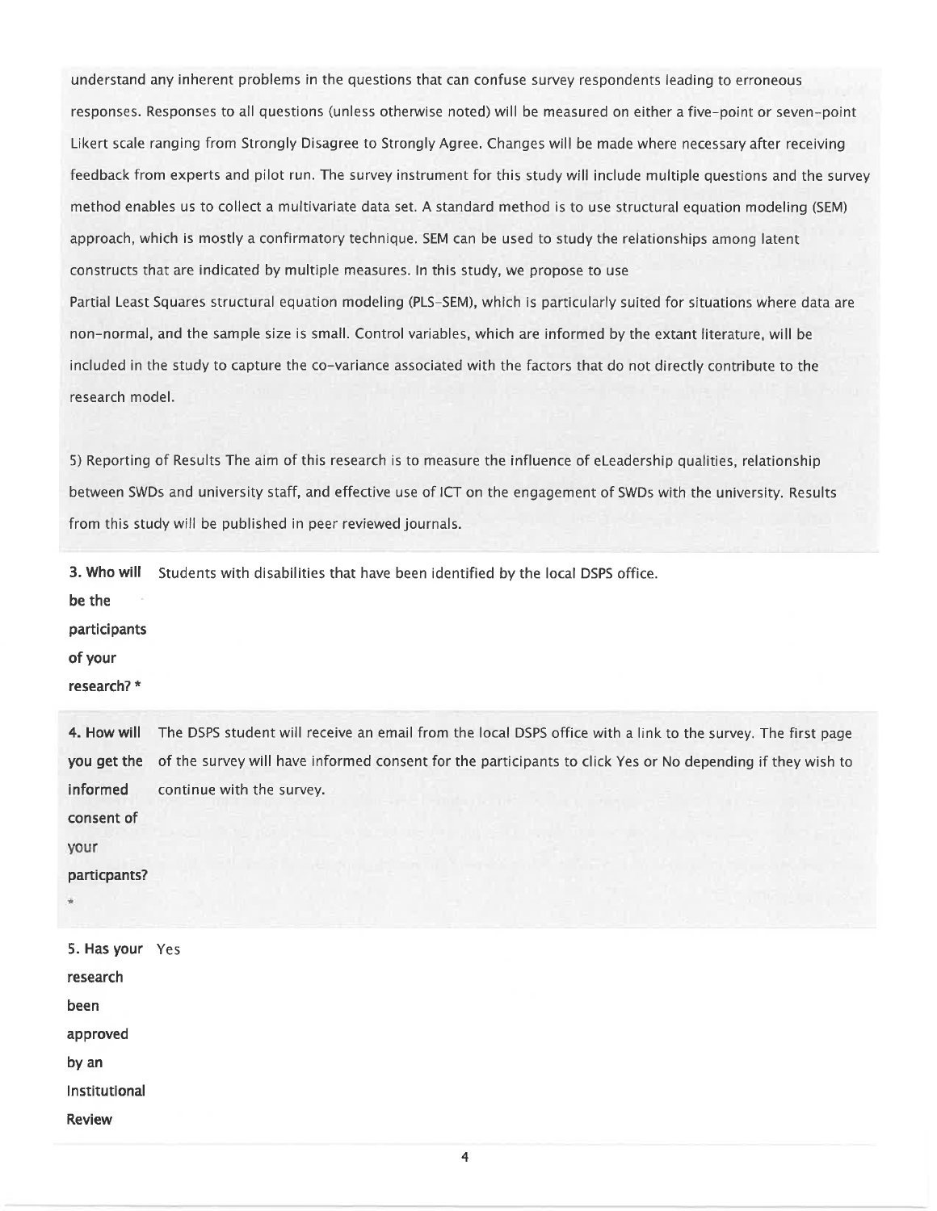understand any inherent problems in the questions that can confuse survey respondents leading to erroneous responses. Responses to all questions (unless otherwise noted) will be measured on either a five-point or seven-point Likert scale ranging from Strongly Disagree to Strongly Agree. Changes will be made where necessary after receiving feedback from experts and pilot run. The survey instrument for this study will include multiple questions and the survey method enables us to collect a multivariate data set. A standard method is to use structural equation modeling (SEM) approach, which is mostly a confirmatory technique. SEM can be used to study the relationships among latent constructs that are indicated by multiple measures. In this study, we propose to use
Partial Least Squares structural equation modeling (PLS-SEM), which is particularly suited for situations where data are non-normal, and the sample size is small. Control variables, which are informed by the extant literature, will be included in the study to capture the co-variance associated with the factors that do not directly contribute to the research model.

5) Reporting of Results The aim of this research is to measure the influence of eLeadership qualities, relationship between SWDs and university staff, and effective use of ICT on the engagement of SWDs with the university. Results from this study will be published in peer reviewed journals.

| | |
|---|---|
| **3. Who will be the participants of your research? *** | Students with disabilities that have been identified by the local DSPS office. |
| **4. How will you get the informed consent of your particpants? *** | The DSPS student will receive an email from the local DSPS office with a link to the survey. The first page of the survey will have informed consent for the participants to click Yes or No depending if they wish to continue with the survey. |
| **5. Has your research been approved by an Institutional Review** | Yes |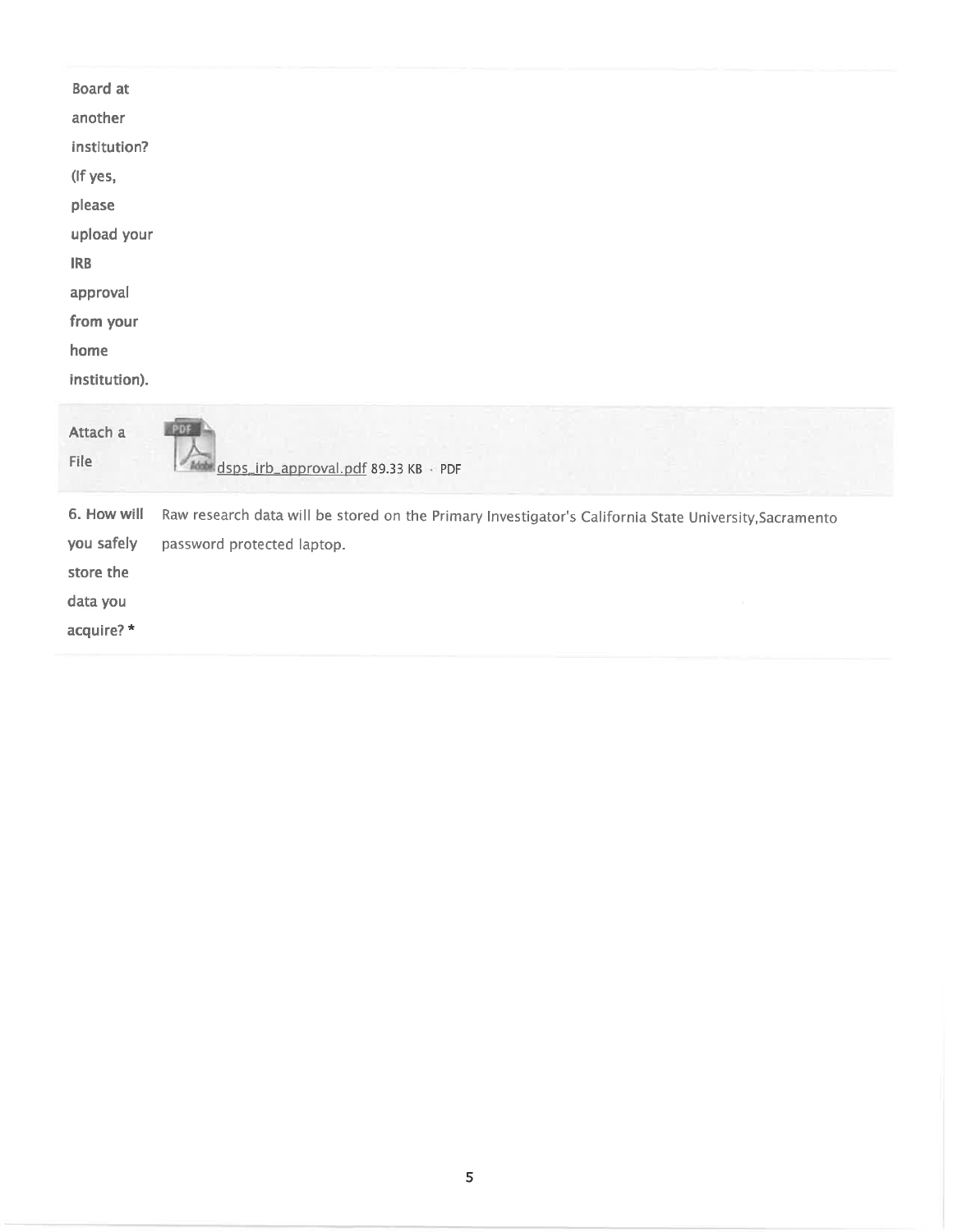| | |
|---|---|
| Board at another institution? (If yes, please upload your IRB approval from your home institution). | |
| Attach a File | dsps_irb_approval.pdf 89.33 KB · PDF |
| 6. How will you safely store the data you acquire? * | Raw research data will be stored on the Primary Investigator's California State University,Sacramento password protected laptop. |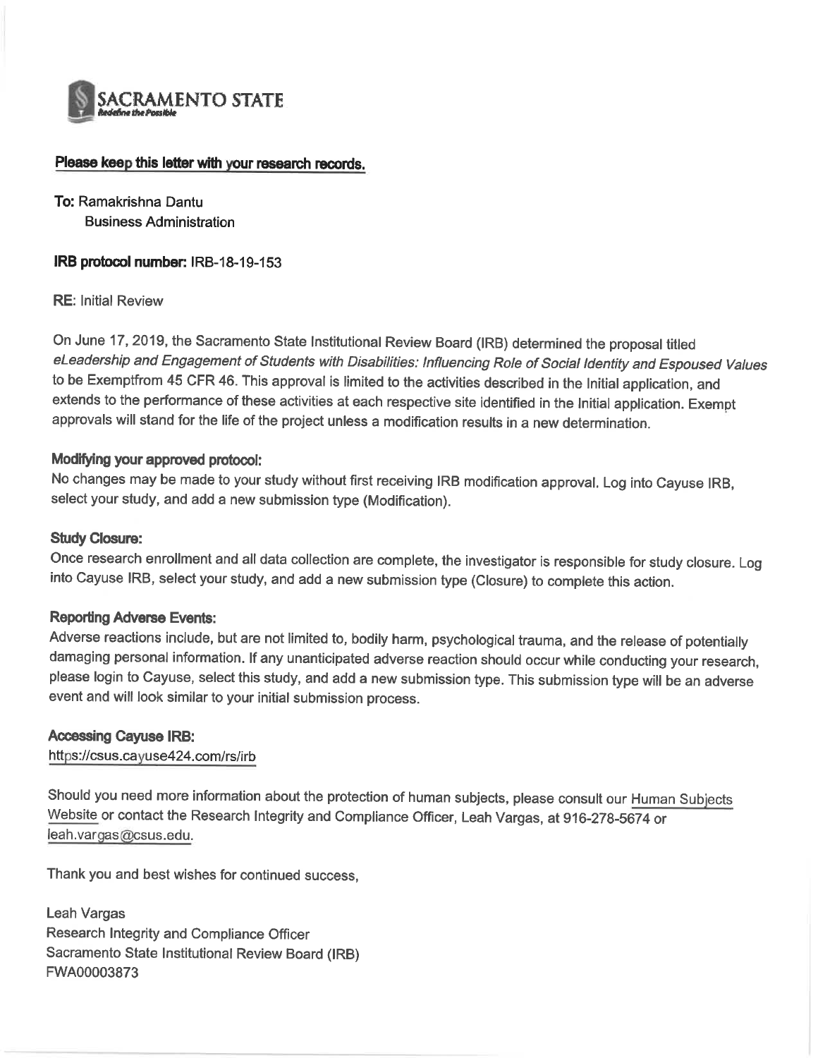SACRAMENTO STATE
Redefine the Possible

**Please keep this letter with your research records.**

**To:** Ramakrishna Dantu
Business Administration

**IRB protocol number:** IRB-18-19-153

**RE:** Initial Review

On June 17, 2019, the Sacramento State Institutional Review Board (IRB) determined the proposal titled *eLeadership and Engagement of Students with Disabilities: Influencing Role of Social Identity and Espoused Values* to be Exemptfrom 45 CFR 46. This approval is limited to the activities described in the Initial application, and extends to the performance of these activities at each respective site identified in the Initial application. Exempt approvals will stand for the life of the project unless a modification results in a new determination.

**Modifying your approved protocol:**
No changes may be made to your study without first receiving IRB modification approval. Log into Cayuse IRB, select your study, and add a new submission type (Modification).

**Study Closure:**
Once research enrollment and all data collection are complete, the investigator is responsible for study closure. Log into Cayuse IRB, select your study, and add a new submission type (Closure) to complete this action.

**Reporting Adverse Events:**
Adverse reactions include, but are not limited to, bodily harm, psychological trauma, and the release of potentially damaging personal information. If any unanticipated adverse reaction should occur while conducting your research, please login to Cayuse, select this study, and add a new submission type. This submission type will be an adverse event and will look similar to your initial submission process.

**Accessing Cayuse IRB:**
https://csus.cayuse424.com/rs/irb

Should you need more information about the protection of human subjects, please consult our Human Subjects Website or contact the Research Integrity and Compliance Officer, Leah Vargas, at 916-278-5674 or leah.vargas@csus.edu.

Thank you and best wishes for continued success,

Leah Vargas
Research Integrity and Compliance Officer
Sacramento State Institutional Review Board (IRB)
FWA00003873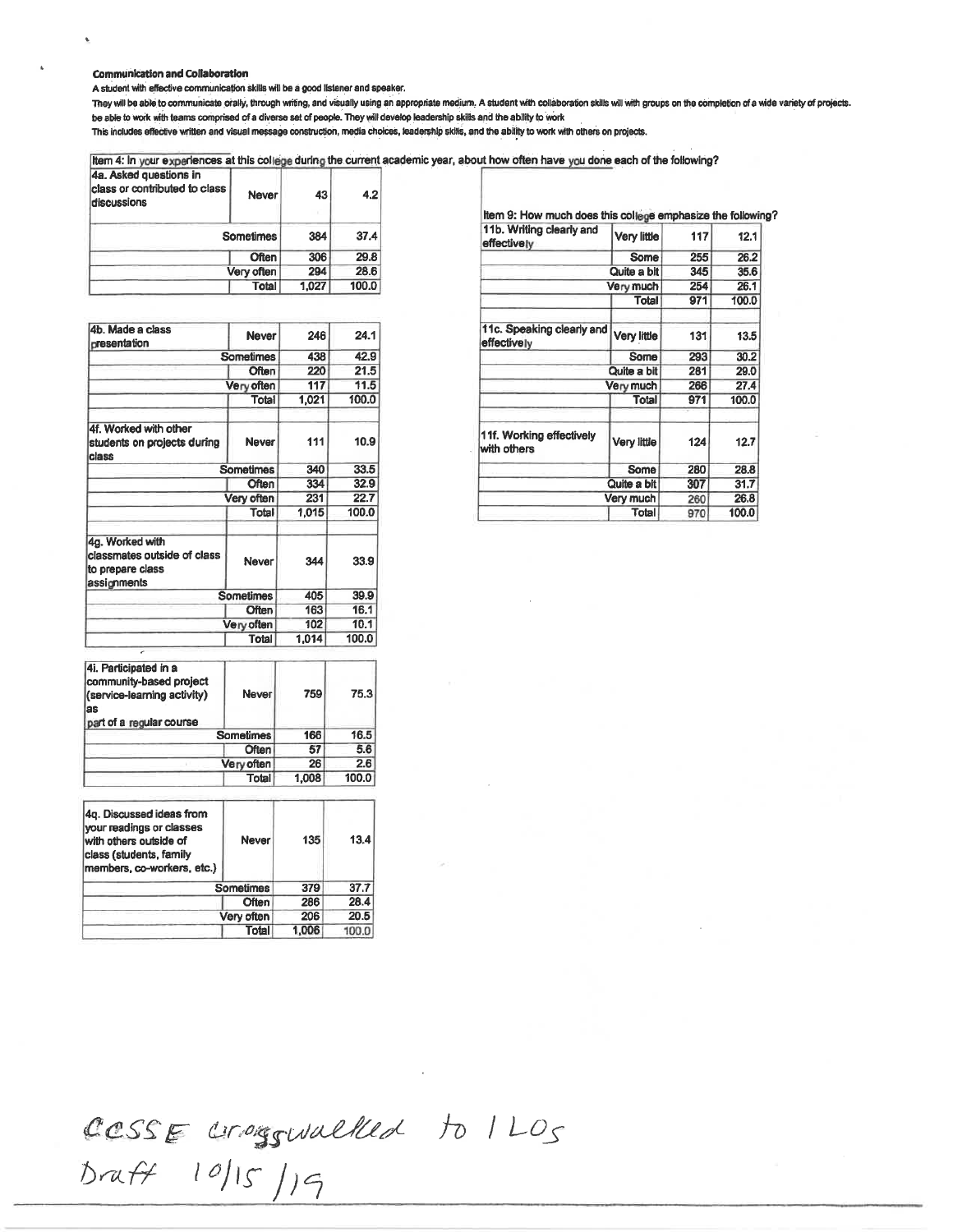**Communication and Collaboration**

A student with effective communication skills will be a good listener and speaker.

They will be able to communicate orally, through writing, and visually using an appropriate medium. A student with collaboration skills will with groups on the completion of a wide variety of projects. be able to work with teams comprised of a diverse set of people. They will develop leadership skills and the ability to work

This includes effective written and visual message construction, media choices, leadership skills, and the ability to work with others on projects.

Item 4: In your experiences at this college during the current academic year, about how often have you done each of the following?

| 4a. Asked questions in class or contributed to class discussions | Never | 43 | 4.2 |
|---|---|---|---|
| | Sometimes | 384 | 37.4 |
| | Often | 306 | 29.8 |
| | Very often | 294 | 28.6 |
| | Total | 1,027 | 100.0 |

| 4b. Made a class presentation | Never | 246 | 24.1 |
|---|---|---|---|
| | Sometimes | 438 | 42.9 |
| | Often | 220 | 21.5 |
| | Very often | 117 | 11.5 |
| | Total | 1,021 | 100.0 |

| 4f. Worked with other students on projects during class | Never | 111 | 10.9 |
|---|---|---|---|
| | Sometimes | 340 | 33.5 |
| | Often | 334 | 32.9 |
| | Very often | 231 | 22.7 |
| | Total | 1,015 | 100.0 |

| 4g. Worked with classmates outside of class to prepare class assignments | Never | 344 | 33.9 |
|---|---|---|---|
| | Sometimes | 405 | 39.9 |
| | Often | 163 | 16.1 |
| | Very often | 102 | 10.1 |
| | Total | 1,014 | 100.0 |

| 4i. Participated in a community-based project (service-learning activity) as part of a regular course | Never | 759 | 75.3 |
|---|---|---|---|
| | Sometimes | 166 | 16.5 |
| | Often | 57 | 5.6 |
| | Very often | 26 | 2.6 |
| | Total | 1,008 | 100.0 |

| 4q. Discussed ideas from your readings or classes with others outside of class (students, family members, co-workers, etc.) | Never | 135 | 13.4 |
|---|---|---|---|
| | Sometimes | 379 | 37.7 |
| | Often | 286 | 28.4 |
| | Very often | 206 | 20.5 |
| | Total | 1,006 | 100.0 |

Item 9: How much does this college emphasize the following?

| 11b. Writing clearly and effectively | Very little | 117 | 12.1 |
|---|---|---|---|
| | Some | 255 | 26.2 |
| | Quite a bit | 345 | 35.6 |
| | Very much | 254 | 26.1 |
| | Total | 971 | 100.0 |

| 11c. Speaking clearly and effectively | Very little | 131 | 13.5 |
|---|---|---|---|
| | Some | 293 | 30.2 |
| | Quite a bit | 281 | 29.0 |
| | Very much | 266 | 27.4 |
| | Total | 971 | 100.0 |

| 11f. Working effectively with others | Very little | 124 | 12.7 |
|---|---|---|---|
| | Some | 280 | 28.8 |
| | Quite a bit | 307 | 31.7 |
| | Very much | 260 | 26.8 |
| | Total | 970 | 100.0 |

CCSSE crosswalked to ILOs
Draft 10/15/19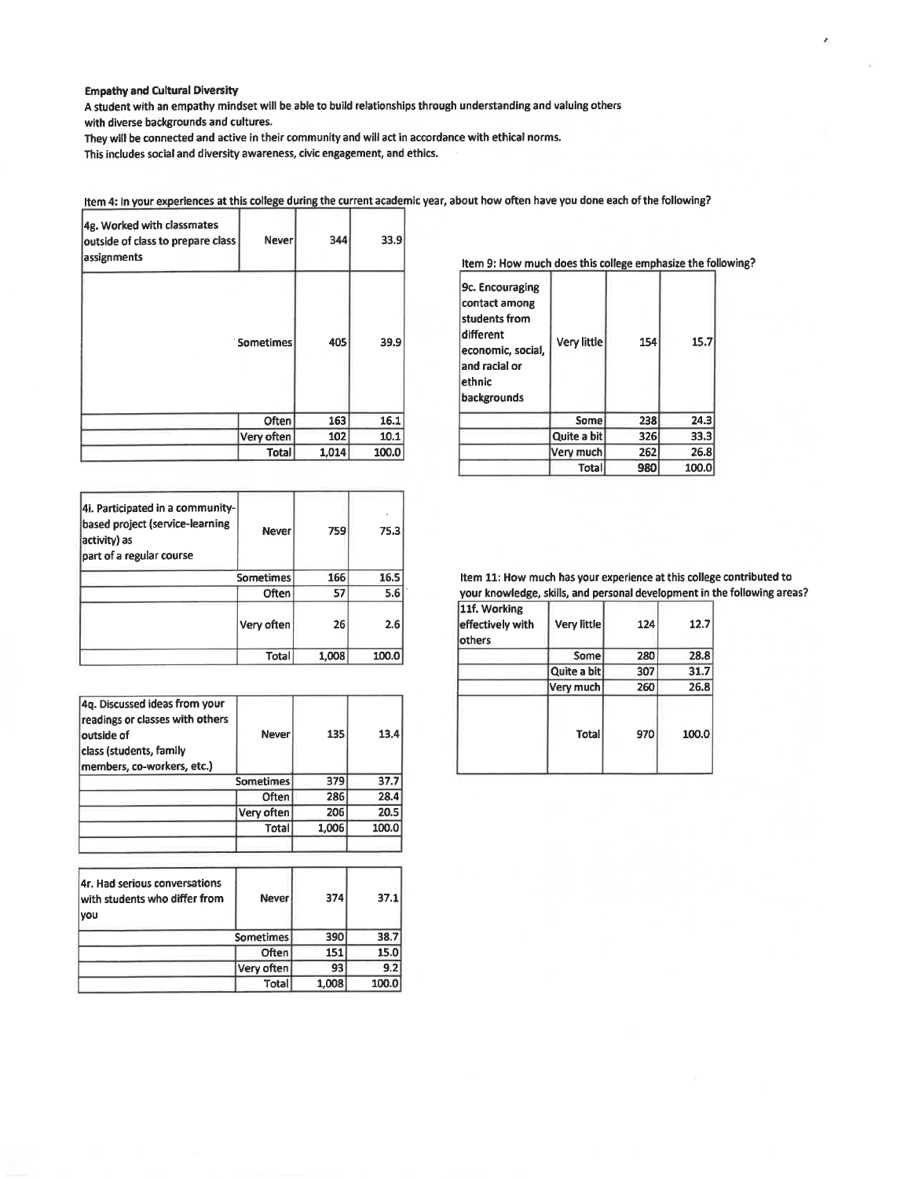**Empathy and Cultural Diversity**

A student with an empathy mindset will be able to build relationships through understanding and valuing others with diverse backgrounds and cultures.

They will be connected and active in their community and will act in accordance with ethical norms.

This includes social and diversity awareness, civic engagement, and ethics.

Item 4: In your experiences at this college during the current academic year, about how often have you done each of the following?

| 4g. Worked with classmates outside of class to prepare class assignments | Never | 344 | 33.9 |
|---|---|---|---|
| | Sometimes | 405 | 39.9 |
| | Often | 163 | 16.1 |
| | Very often | 102 | 10.1 |
| | Total | 1,014 | 100.0 |

| 4i. Participated in a community-based project (service-learning activity) as part of a regular course | Never | 759 | 75.3 |
|---|---|---|---|
| | Sometimes | 166 | 16.5 |
| | Often | 57 | 5.6 |
| | Very often | 26 | 2.6 |
| | Total | 1,008 | 100.0 |

| 4q. Discussed ideas from your readings or classes with others outside of class (students, family members, co-workers, etc.) | Never | 135 | 13.4 |
|---|---|---|---|
| | Sometimes | 379 | 37.7 |
| | Often | 286 | 28.4 |
| | Very often | 206 | 20.5 |
| | Total | 1,006 | 100.0 |

| 4r. Had serious conversations with students who differ from you | Never | 374 | 37.1 |
|---|---|---|---|
| | Sometimes | 390 | 38.7 |
| | Often | 151 | 15.0 |
| | Very often | 93 | 9.2 |
| | Total | 1,008 | 100.0 |

Item 9: How much does this college emphasize the following?

| 9c. Encouraging contact among students from different economic, social, and racial or ethnic backgrounds | Very little | 154 | 15.7 |
|---|---|---|---|
| | Some | 238 | 24.3 |
| | Quite a bit | 326 | 33.3 |
| | Very much | 262 | 26.8 |
| | Total | 980 | 100.0 |

Item 11: How much has your experience at this college contributed to your knowledge, skills, and personal development in the following areas?

| 11f. Working effectively with others | Very little | 124 | 12.7 |
|---|---|---|---|
| | Some | 280 | 28.8 |
| | Quite a bit | 307 | 31.7 |
| | Very much | 260 | 26.8 |
| | Total | 970 | 100.0 |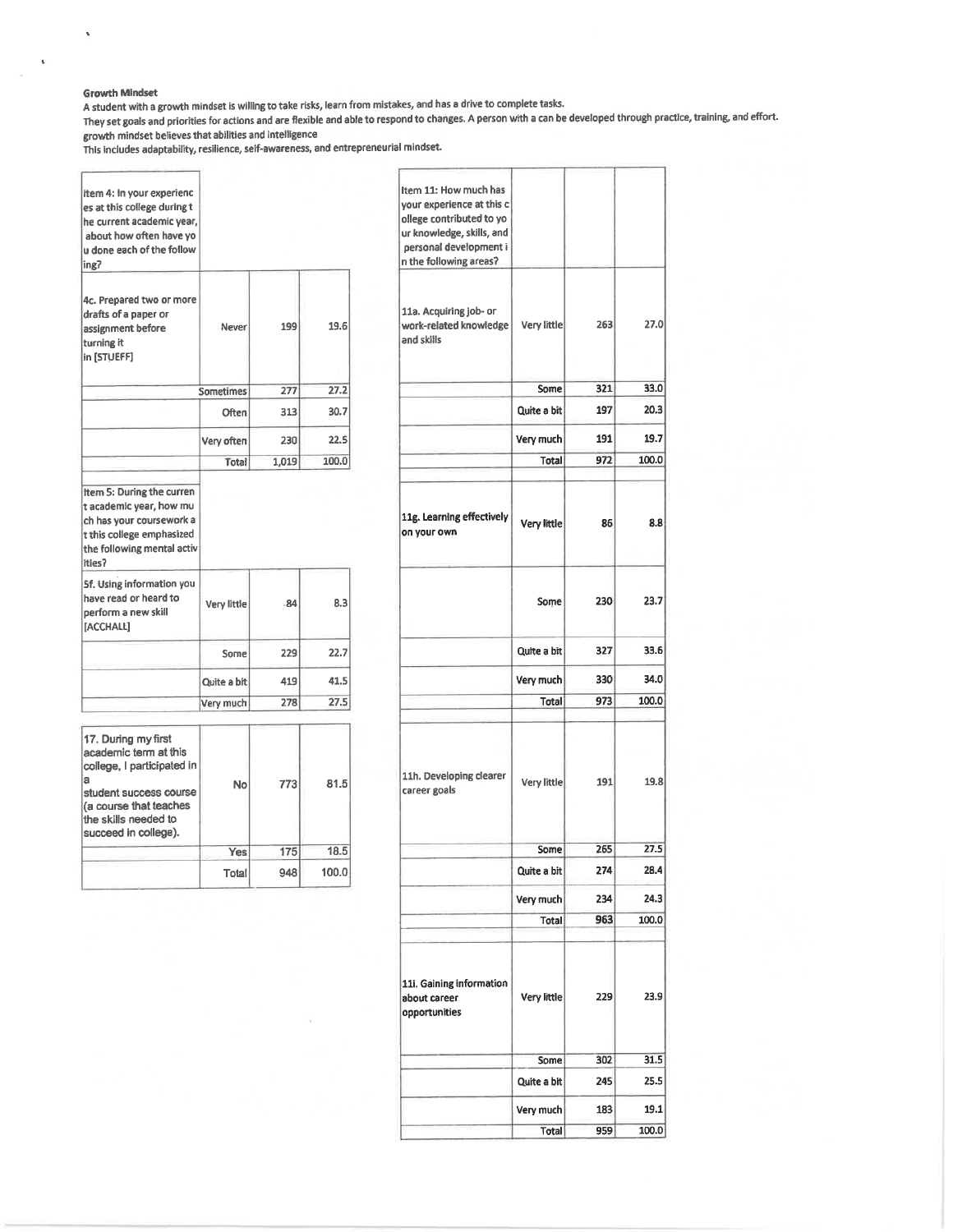**Growth Mindset**

A student with a growth mindset is willing to take risks, learn from mistakes, and has a drive to complete tasks.
They set goals and priorities for actions and are flexible and able to respond to changes. A person with a can be developed through practice, training, and effort.
growth mindset believes that abilities and intelligence
This includes adaptability, resilience, self-awareness, and entrepreneurial mindset.

| Item 4: In your experiences at this college during the current academic year, about how often have you done each of the following? | | | |
|---|---|---|---|
| 4c. Prepared two or more drafts of a paper or assignment before turning it in [STUEFF] | Never | 199 | 19.6 |
| | Sometimes | 277 | 27.2 |
| | Often | 313 | 30.7 |
| | Very often | 230 | 22.5 |
| | Total | 1,019 | 100.0 |

| Item 5: During the current academic year, how much has your coursework at this college emphasized the following mental activities? | | | |
|---|---|---|---|
| 5f. Using information you have read or heard to perform a new skill [ACCHALL] | Very little | 84 | 8.3 |
| | Some | 229 | 22.7 |
| | Quite a bit | 419 | 41.5 |
| | Very much | 278 | 27.5 |

| 17. During my first academic term at this college, I participated in a student success course (a course that teaches the skills needed to succeed in college). | No | 773 | 81.5 |
|---|---|---|---|
| | Yes | 175 | 18.5 |
| | Total | 948 | 100.0 |

| Item 11: How much has your experience at this college contributed to your knowledge, skills, and personal development in the following areas? | | | |
|---|---|---|---|
| 11a. Acquiring job- or work-related knowledge and skills | Very little | 263 | 27.0 |
| | Some | 321 | 33.0 |
| | Quite a bit | 197 | 20.3 |
| | Very much | 191 | 19.7 |
| | Total | 972 | 100.0 |
| 11g. Learning effectively on your own | Very little | 86 | 8.8 |
| | Some | 230 | 23.7 |
| | Quite a bit | 327 | 33.6 |
| | Very much | 330 | 34.0 |
| | Total | 973 | 100.0 |
| 11h. Developing clearer career goals | Very little | 191 | 19.8 |
| | Some | 265 | 27.5 |
| | Quite a bit | 274 | 28.4 |
| | Very much | 234 | 24.3 |
| | Total | 963 | 100.0 |
| 11i. Gaining information about career opportunities | Very little | 229 | 23.9 |
| | Some | 302 | 31.5 |
| | Quite a bit | 245 | 25.5 |
| | Very much | 183 | 19.1 |
| | Total | 959 | 100.0 |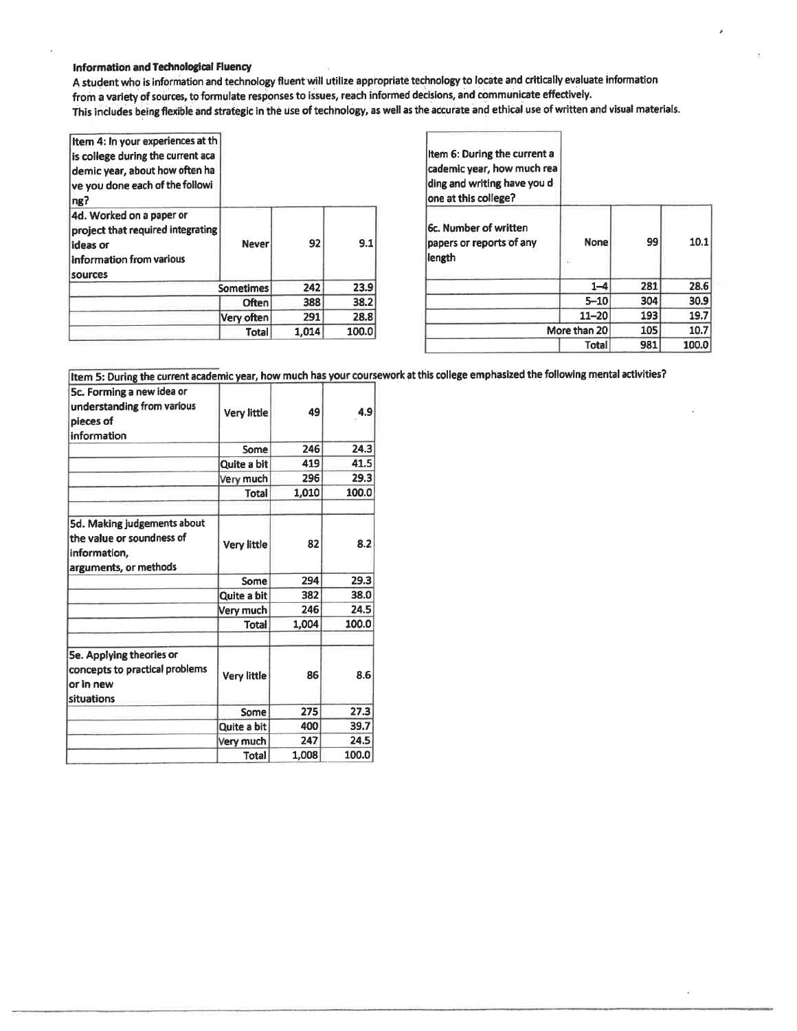**Information and Technological Fluency**

A student who is information and technology fluent will utilize appropriate technology to locate and critically evaluate information from a variety of sources, to formulate responses to issues, reach informed decisions, and communicate effectively.

This includes being flexible and strategic in the use of technology, as well as the accurate and ethical use of written and visual materials.

| Item 4: In your experiences at this college during the current academic year, about how often have you done each of the following? | | | |
|---|---|---|---|
| 4d. Worked on a paper or project that required integrating ideas or information from various sources | Never | 92 | 9.1 |
| | Sometimes | 242 | 23.9 |
| | Often | 388 | 38.2 |
| | Very often | 291 | 28.8 |
| | Total | 1,014 | 100.0 |

| Item 6: During the current academic year, how much reading and writing have you done at this college? | | | |
|---|---|---|---|
| 6c. Number of written papers or reports of any length | None | 99 | 10.1 |
| | 1–4 | 281 | 28.6 |
| | 5–10 | 304 | 30.9 |
| | 11–20 | 193 | 19.7 |
| | More than 20 | 105 | 10.7 |
| | Total | 981 | 100.0 |

| Item 5: During the current academic year, how much has your coursework at this college emphasized the following mental activities? | | | |
|---|---|---|---|
| 5c. Forming a new idea or understanding from various pieces of information | Very little | 49 | 4.9 |
| | Some | 246 | 24.3 |
| | Quite a bit | 419 | 41.5 |
| | Very much | 296 | 29.3 |
| | Total | 1,010 | 100.0 |
| | | | |
| 5d. Making judgements about the value or soundness of information, arguments, or methods | Very little | 82 | 8.2 |
| | Some | 294 | 29.3 |
| | Quite a bit | 382 | 38.0 |
| | Very much | 246 | 24.5 |
| | Total | 1,004 | 100.0 |
| | | | |
| 5e. Applying theories or concepts to practical problems or in new situations | Very little | 86 | 8.6 |
| | Some | 275 | 27.3 |
| | Quite a bit | 400 | 39.7 |
| | Very much | 247 | 24.5 |
| | Total | 1,008 | 100.0 |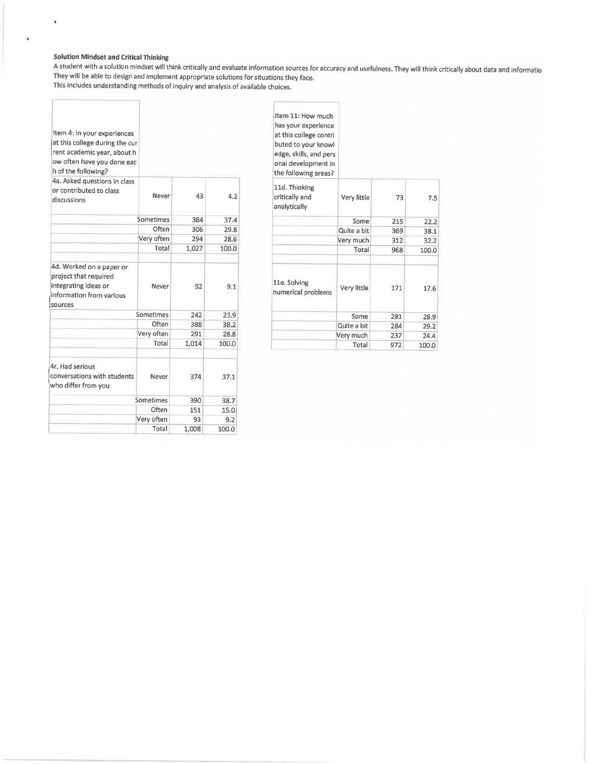**Solution Mindset and Critical Thinking**

A student with a solution mindset will think critically and evaluate information sources for accuracy and usefulness. They will think critically about data and informatio
They will be able to design and implement appropriate solutions for situations they face.
This includes understanding methods of inquiry and analysis of available choices.

| Item 4: In your experiences at this college during the current academic year, about how often have you done each of the following? | | | |
|---|---|---|---|
| 4a. Asked questions in class or contributed to class discussions | Never | 43 | 4.2 |
| | Sometimes | 384 | 37.4 |
| | Often | 306 | 29.8 |
| | Very often | 294 | 28.6 |
| | Total | 1,027 | 100.0 |
| 4d. Worked on a paper or project that required integrating ideas or information from various sources | Never | 92 | 9.1 |
| | Sometimes | 242 | 23.9 |
| | Often | 388 | 38.2 |
| | Very often | 291 | 28.8 |
| | Total | 1,014 | 100.0 |
| 4r. Had serious conversations with students who differ from you | Never | 374 | 37.1 |
| | Sometimes | 390 | 38.7 |
| | Often | 151 | 15.0 |
| | Very often | 93 | 9.2 |
| | Total | 1,008 | 100.0 |

| Item 11: How much has your experience at this college contributed to your knowledge, skills, and personal development in the following areas? | | | |
|---|---|---|---|
| 11d. Thinking critically and analytically | Very little | 73 | 7.5 |
| | Some | 215 | 22.2 |
| | Quite a bit | 369 | 38.1 |
| | Very much | 312 | 32.2 |
| | Total | 968 | 100.0 |
| 11e. Solving numerical problems | Very little | 171 | 17.6 |
| | Some | 281 | 28.9 |
| | Quite a bit | 284 | 29.2 |
| | Very much | 237 | 24.4 |
| | Total | 972 | 100.0 |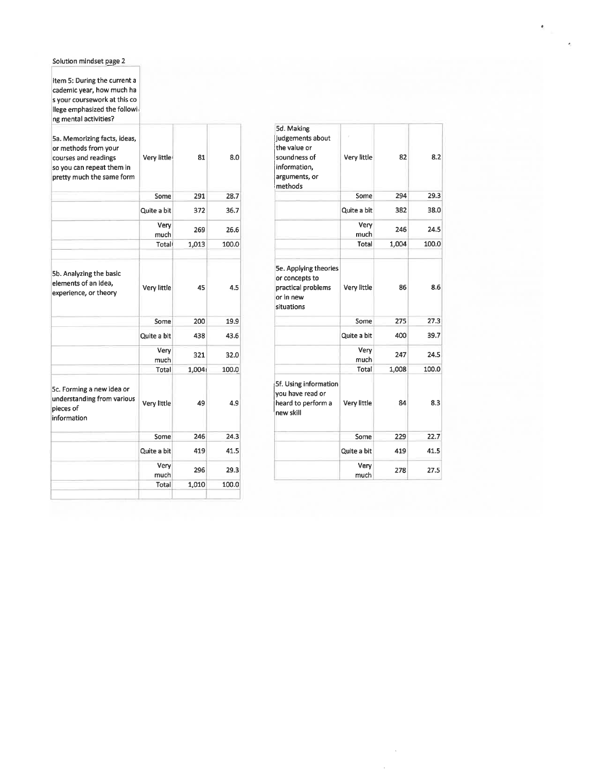Solution mindset page 2

Item 5: During the current academic year, how much has your coursework at this college emphasized the following mental activities?

| Item | Response | Count | Percent |
|---|---|---|---|
| 5a. Memorizing facts, ideas, or methods from your courses and readings so you can repeat them in pretty much the same form | Very little | 81 | 8.0 |
| | Some | 291 | 28.7 |
| | Quite a bit | 372 | 36.7 |
| | Very much | 269 | 26.6 |
| | Total | 1,013 | 100.0 |
| 5b. Analyzing the basic elements of an idea, experience, or theory | Very little | 45 | 4.5 |
| | Some | 200 | 19.9 |
| | Quite a bit | 438 | 43.6 |
| | Very much | 321 | 32.0 |
| | Total | 1,004 | 100.0 |
| 5c. Forming a new idea or understanding from various pieces of information | Very little | 49 | 4.9 |
| | Some | 246 | 24.3 |
| | Quite a bit | 419 | 41.5 |
| | Very much | 296 | 29.3 |
| | Total | 1,010 | 100.0 |

| Item | Response | Count | Percent |
|---|---|---|---|
| 5d. Making judgements about the value or soundness of information, arguments, or methods | Very little | 82 | 8.2 |
| | Some | 294 | 29.3 |
| | Quite a bit | 382 | 38.0 |
| | Very much | 246 | 24.5 |
| | Total | 1,004 | 100.0 |
| 5e. Applying theories or concepts to practical problems or in new situations | Very little | 86 | 8.6 |
| | Some | 275 | 27.3 |
| | Quite a bit | 400 | 39.7 |
| | Very much | 247 | 24.5 |
| | Total | 1,008 | 100.0 |
| 5f. Using information you have read or heard to perform a new skill | Very little | 84 | 8.3 |
| | Some | 229 | 22.7 |
| | Quite a bit | 419 | 41.5 |
| | Very much | 278 | 27.5 |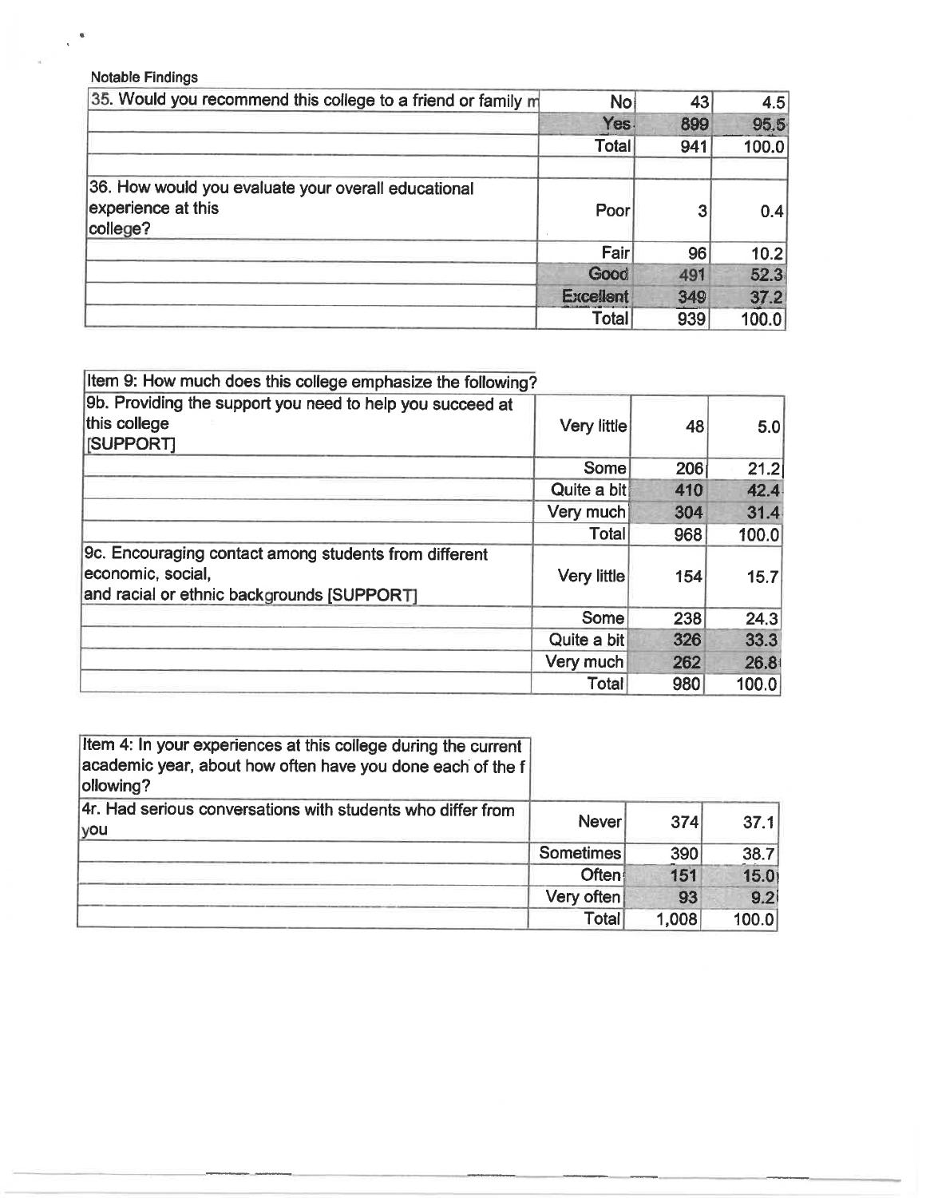Notable Findings

| 35. Would you recommend this college to a friend or family m | No | 43 | 4.5 |
|---|---|---|---|
| | Yes | 899 | 95.5 |
| | Total | 941 | 100.0 |
| | | | |
| 36. How would you evaluate your overall educational experience at this college? | Poor | 3 | 0.4 |
| | Fair | 96 | 10.2 |
| | Good | 491 | 52.3 |
| | Excellent | 349 | 37.2 |
| | Total | 939 | 100.0 |

| Item 9: How much does this college emphasize the following? | | | |
|---|---|---|---|
| 9b. Providing the support you need to help you succeed at this college [SUPPORT] | Very little | 48 | 5.0 |
| | Some | 206 | 21.2 |
| | Quite a bit | 410 | 42.4 |
| | Very much | 304 | 31.4 |
| | Total | 968 | 100.0 |
| 9c. Encouraging contact among students from different economic, social, and racial or ethnic backgrounds [SUPPORT] | Very little | 154 | 15.7 |
| | Some | 238 | 24.3 |
| | Quite a bit | 326 | 33.3 |
| | Very much | 262 | 26.8 |
| | Total | 980 | 100.0 |

| Item 4: In your experiences at this college during the current academic year, about how often have you done each of the f ollowing? | | | |
|---|---|---|---|
| 4r. Had serious conversations with students who differ from you | Never | 374 | 37.1 |
| | Sometimes | 390 | 38.7 |
| | Often | 151 | 15.0 |
| | Very often | 93 | 9.2 |
| | Total | 1,008 | 100.0 |